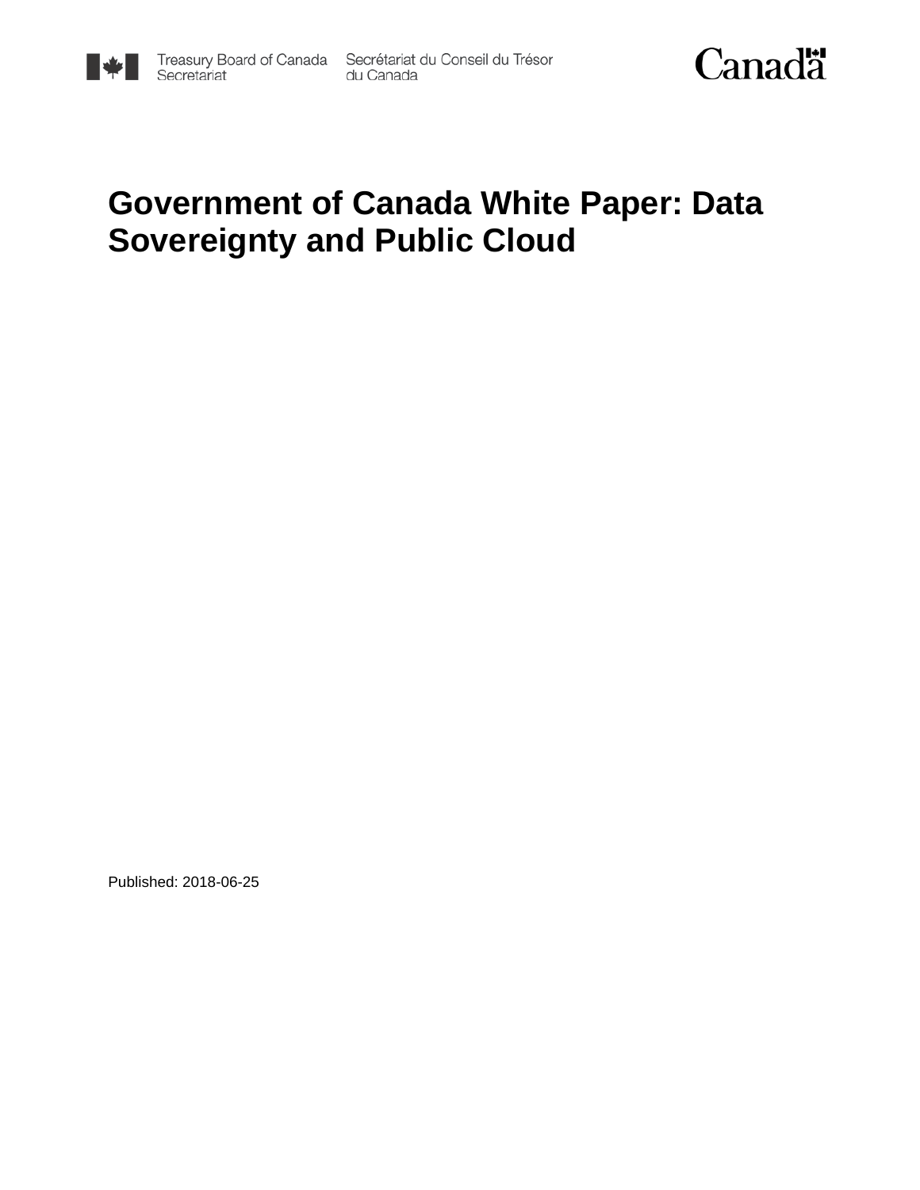Treasury Board of Canada Secretariat Secrétariat du Conseil du Trésor du Canada

Canada

# Government of Canada White Paper: Data Sovereignty and Public Cloud

Published: 2018-06-25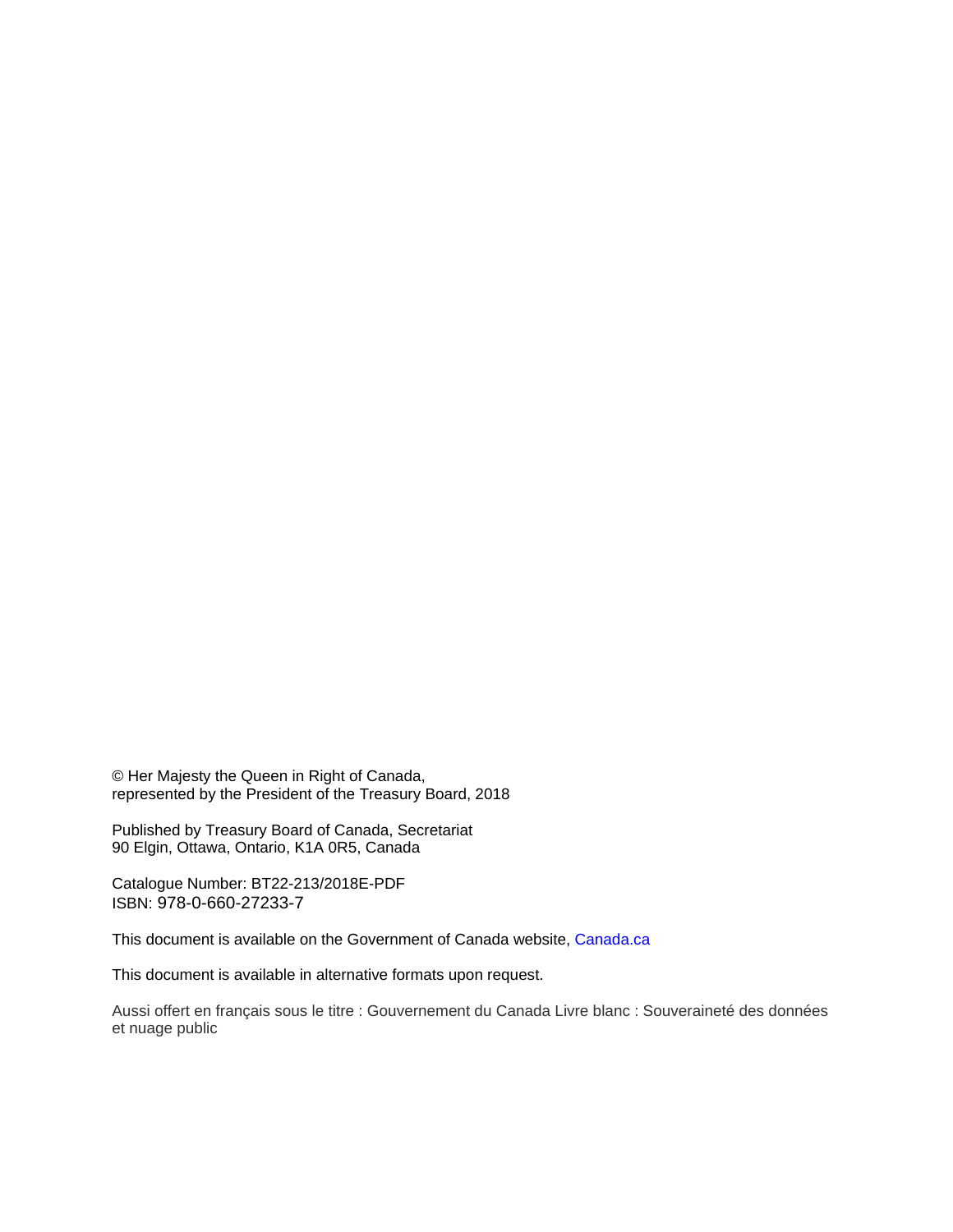© Her Majesty the Queen in Right of Canada,
represented by the President of the Treasury Board, 2018

Published by Treasury Board of Canada, Secretariat
90 Elgin, Ottawa, Ontario, K1A 0R5, Canada

Catalogue Number: BT22-213/2018E-PDF
ISBN: 978-0-660-27233-7

This document is available on the Government of Canada website, Canada.ca

This document is available in alternative formats upon request.

Aussi offert en français sous le titre : Gouvernement du Canada Livre blanc : Souveraineté des données et nuage public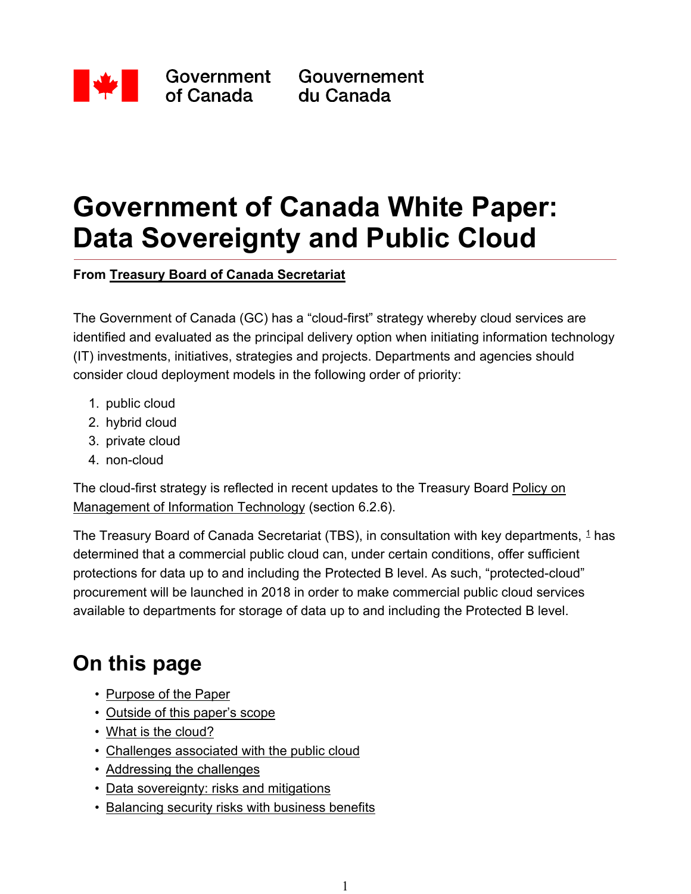Government of Canada / Gouvernement du Canada

# Government of Canada White Paper: Data Sovereignty and Public Cloud

**From Treasury Board of Canada Secretariat**

The Government of Canada (GC) has a “cloud-first” strategy whereby cloud services are identified and evaluated as the principal delivery option when initiating information technology (IT) investments, initiatives, strategies and projects. Departments and agencies should consider cloud deployment models in the following order of priority:

1. public cloud
2. hybrid cloud
3. private cloud
4. non-cloud

The cloud-first strategy is reflected in recent updates to the Treasury Board Policy on Management of Information Technology (section 6.2.6).

The Treasury Board of Canada Secretariat (TBS), in consultation with key departments, [1] has determined that a commercial public cloud can, under certain conditions, offer sufficient protections for data up to and including the Protected B level. As such, “protected-cloud” procurement will be launched in 2018 in order to make commercial public cloud services available to departments for storage of data up to and including the Protected B level.

## On this page

- Purpose of the Paper
- Outside of this paper’s scope
- What is the cloud?
- Challenges associated with the public cloud
- Addressing the challenges
- Data sovereignty: risks and mitigations
- Balancing security risks with business benefits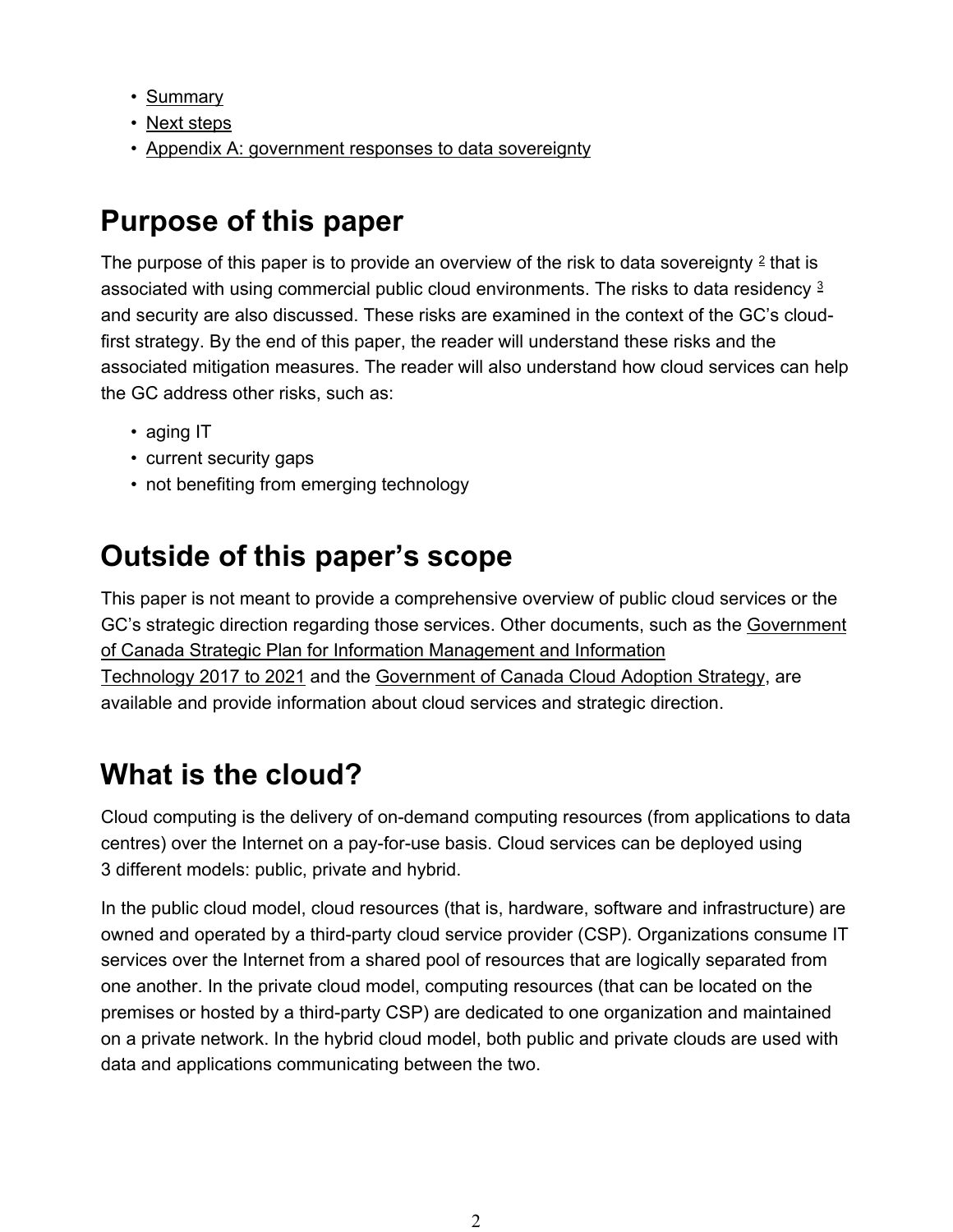- Summary
- Next steps
- Appendix A: government responses to data sovereignty

## Purpose of this paper

The purpose of this paper is to provide an overview of the risk to data sovereignty [2] that is associated with using commercial public cloud environments. The risks to data residency [3] and security are also discussed. These risks are examined in the context of the GC's cloud-first strategy. By the end of this paper, the reader will understand these risks and the associated mitigation measures. The reader will also understand how cloud services can help the GC address other risks, such as:

- aging IT
- current security gaps
- not benefiting from emerging technology

## Outside of this paper's scope

This paper is not meant to provide a comprehensive overview of public cloud services or the GC's strategic direction regarding those services. Other documents, such as the Government of Canada Strategic Plan for Information Management and Information Technology 2017 to 2021 and the Government of Canada Cloud Adoption Strategy, are available and provide information about cloud services and strategic direction.

## What is the cloud?

Cloud computing is the delivery of on-demand computing resources (from applications to data centres) over the Internet on a pay-for-use basis. Cloud services can be deployed using 3 different models: public, private and hybrid.

In the public cloud model, cloud resources (that is, hardware, software and infrastructure) are owned and operated by a third-party cloud service provider (CSP). Organizations consume IT services over the Internet from a shared pool of resources that are logically separated from one another. In the private cloud model, computing resources (that can be located on the premises or hosted by a third-party CSP) are dedicated to one organization and maintained on a private network. In the hybrid cloud model, both public and private clouds are used with data and applications communicating between the two.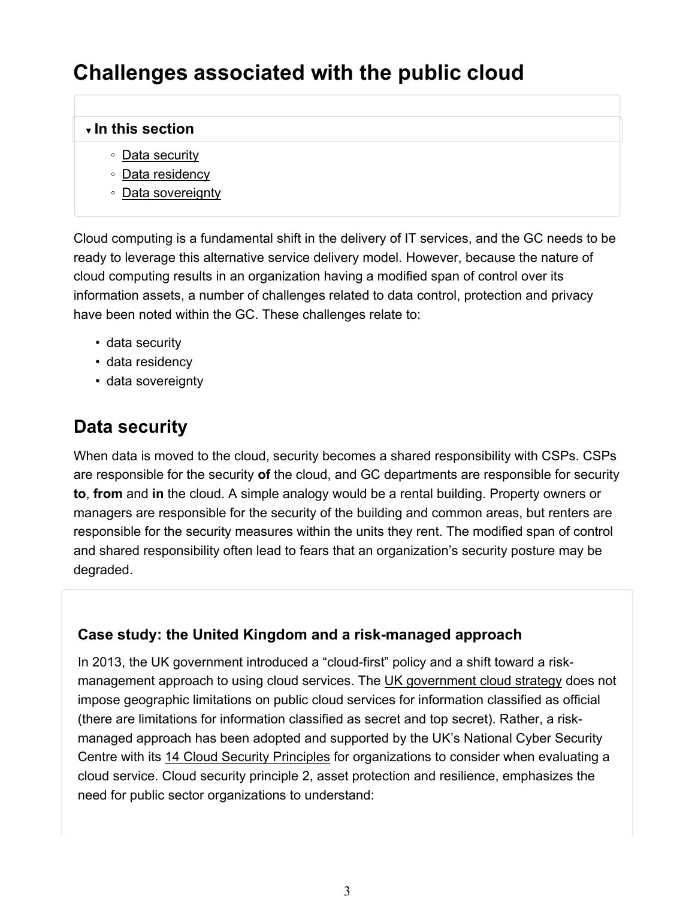# Challenges associated with the public cloud

**In this section**

- Data security
- Data residency
- Data sovereignty

Cloud computing is a fundamental shift in the delivery of IT services, and the GC needs to be ready to leverage this alternative service delivery model. However, because the nature of cloud computing results in an organization having a modified span of control over its information assets, a number of challenges related to data control, protection and privacy have been noted within the GC. These challenges relate to:

- data security
- data residency
- data sovereignty

## Data security

When data is moved to the cloud, security becomes a shared responsibility with CSPs. CSPs are responsible for the security **of** the cloud, and GC departments are responsible for security **to**, **from** and **in** the cloud. A simple analogy would be a rental building. Property owners or managers are responsible for the security of the building and common areas, but renters are responsible for the security measures within the units they rent. The modified span of control and shared responsibility often lead to fears that an organization's security posture may be degraded.

### Case study: the United Kingdom and a risk-managed approach

In 2013, the UK government introduced a "cloud-first" policy and a shift toward a risk-management approach to using cloud services. The UK government cloud strategy does not impose geographic limitations on public cloud services for information classified as official (there are limitations for information classified as secret and top secret). Rather, a risk-managed approach has been adopted and supported by the UK's National Cyber Security Centre with its 14 Cloud Security Principles for organizations to consider when evaluating a cloud service. Cloud security principle 2, asset protection and resilience, emphasizes the need for public sector organizations to understand: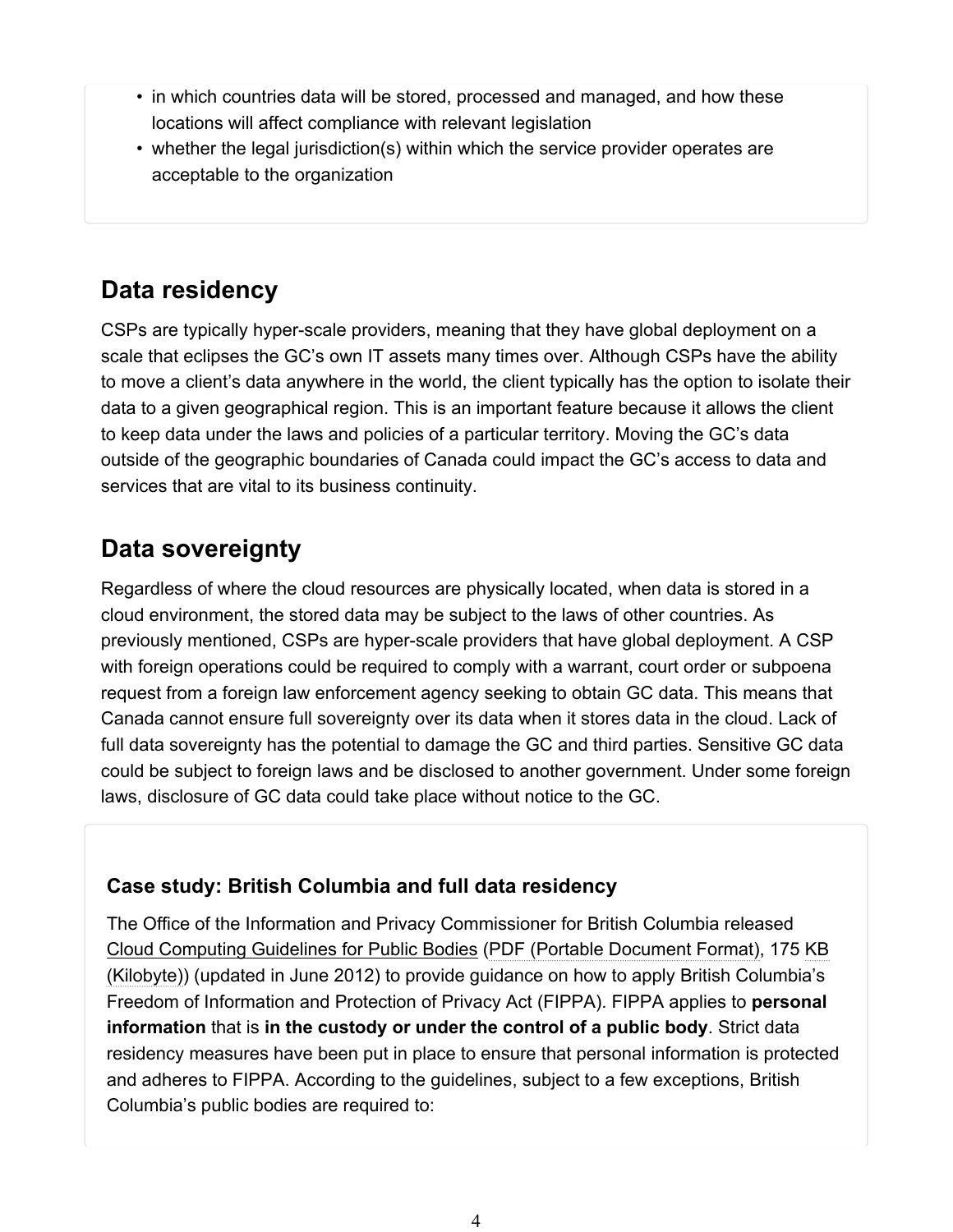- in which countries data will be stored, processed and managed, and how these locations will affect compliance with relevant legislation
- whether the legal jurisdiction(s) within which the service provider operates are acceptable to the organization

## Data residency

CSPs are typically hyper-scale providers, meaning that they have global deployment on a scale that eclipses the GC's own IT assets many times over. Although CSPs have the ability to move a client's data anywhere in the world, the client typically has the option to isolate their data to a given geographical region. This is an important feature because it allows the client to keep data under the laws and policies of a particular territory. Moving the GC's data outside of the geographic boundaries of Canada could impact the GC's access to data and services that are vital to its business continuity.

## Data sovereignty

Regardless of where the cloud resources are physically located, when data is stored in a cloud environment, the stored data may be subject to the laws of other countries. As previously mentioned, CSPs are hyper-scale providers that have global deployment. A CSP with foreign operations could be required to comply with a warrant, court order or subpoena request from a foreign law enforcement agency seeking to obtain GC data. This means that Canada cannot ensure full sovereignty over its data when it stores data in the cloud. Lack of full data sovereignty has the potential to damage the GC and third parties. Sensitive GC data could be subject to foreign laws and be disclosed to another government. Under some foreign laws, disclosure of GC data could take place without notice to the GC.

### Case study: British Columbia and full data residency

The Office of the Information and Privacy Commissioner for British Columbia released Cloud Computing Guidelines for Public Bodies (PDF (Portable Document Format), 175 KB (Kilobyte)) (updated in June 2012) to provide guidance on how to apply British Columbia's Freedom of Information and Protection of Privacy Act (FIPPA). FIPPA applies to **personal information** that is **in the custody or under the control of a public body**. Strict data residency measures have been put in place to ensure that personal information is protected and adheres to FIPPA. According to the guidelines, subject to a few exceptions, British Columbia's public bodies are required to: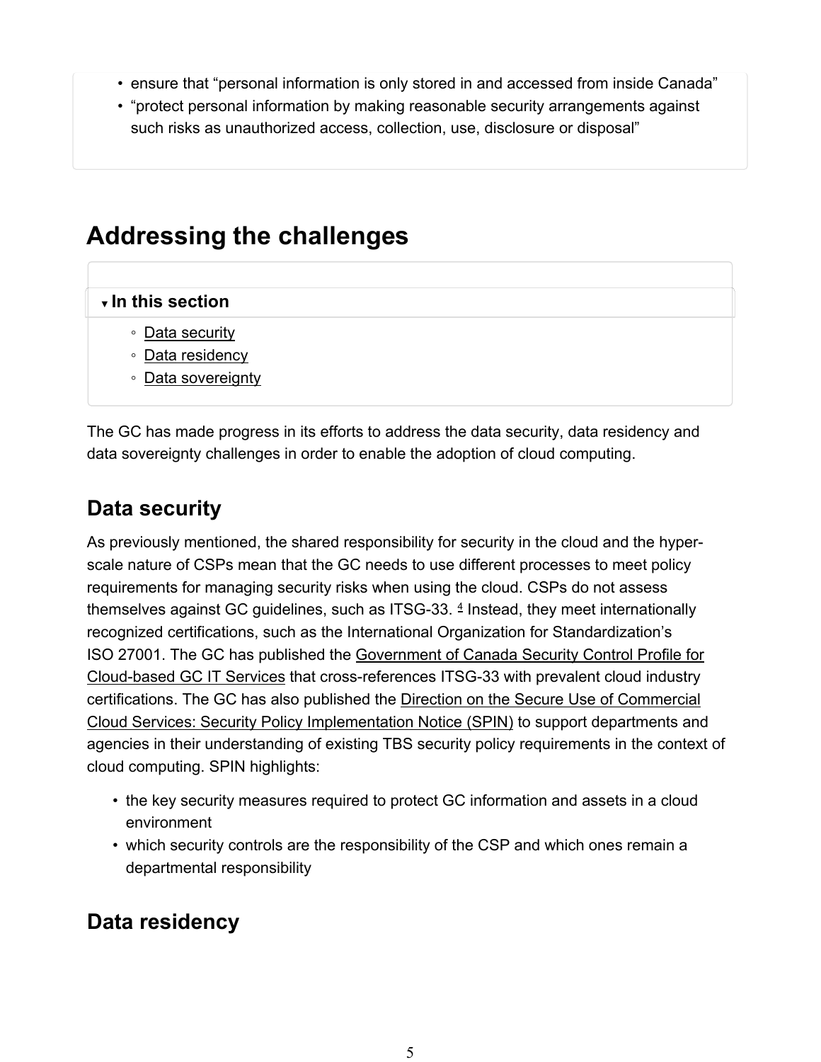- ensure that “personal information is only stored in and accessed from inside Canada”
- “protect personal information by making reasonable security arrangements against such risks as unauthorized access, collection, use, disclosure or disposal”

## Addressing the challenges

**▾ In this section**

- Data security
- Data residency
- Data sovereignty

The GC has made progress in its efforts to address the data security, data residency and data sovereignty challenges in order to enable the adoption of cloud computing.

### Data security

As previously mentioned, the shared responsibility for security in the cloud and the hyper-scale nature of CSPs mean that the GC needs to use different processes to meet policy requirements for managing security risks when using the cloud. CSPs do not assess themselves against GC guidelines, such as ITSG-33. [4] Instead, they meet internationally recognized certifications, such as the International Organization for Standardization’s ISO 27001. The GC has published the Government of Canada Security Control Profile for Cloud-based GC IT Services that cross-references ITSG-33 with prevalent cloud industry certifications. The GC has also published the Direction on the Secure Use of Commercial Cloud Services: Security Policy Implementation Notice (SPIN) to support departments and agencies in their understanding of existing TBS security policy requirements in the context of cloud computing. SPIN highlights:

- the key security measures required to protect GC information and assets in a cloud environment
- which security controls are the responsibility of the CSP and which ones remain a departmental responsibility

### Data residency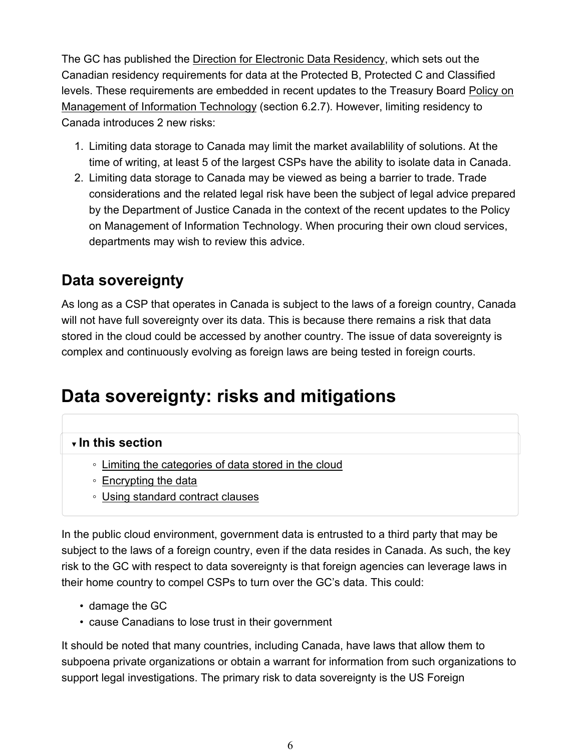The GC has published the Direction for Electronic Data Residency, which sets out the Canadian residency requirements for data at the Protected B, Protected C and Classified levels. These requirements are embedded in recent updates to the Treasury Board Policy on Management of Information Technology (section 6.2.7). However, limiting residency to Canada introduces 2 new risks:

1. Limiting data storage to Canada may limit the market availablility of solutions. At the time of writing, at least 5 of the largest CSPs have the ability to isolate data in Canada.
2. Limiting data storage to Canada may be viewed as being a barrier to trade. Trade considerations and the related legal risk have been the subject of legal advice prepared by the Department of Justice Canada in the context of the recent updates to the Policy on Management of Information Technology. When procuring their own cloud services, departments may wish to review this advice.

## Data sovereignty

As long as a CSP that operates in Canada is subject to the laws of a foreign country, Canada will not have full sovereignty over its data. This is because there remains a risk that data stored in the cloud could be accessed by another country. The issue of data sovereignty is complex and continuously evolving as foreign laws are being tested in foreign courts.

# Data sovereignty: risks and mitigations

**▾ In this section**

- Limiting the categories of data stored in the cloud
- Encrypting the data
- Using standard contract clauses

In the public cloud environment, government data is entrusted to a third party that may be subject to the laws of a foreign country, even if the data resides in Canada. As such, the key risk to the GC with respect to data sovereignty is that foreign agencies can leverage laws in their home country to compel CSPs to turn over the GC's data. This could:

- damage the GC
- cause Canadians to lose trust in their government

It should be noted that many countries, including Canada, have laws that allow them to subpoena private organizations or obtain a warrant for information from such organizations to support legal investigations. The primary risk to data sovereignty is the US Foreign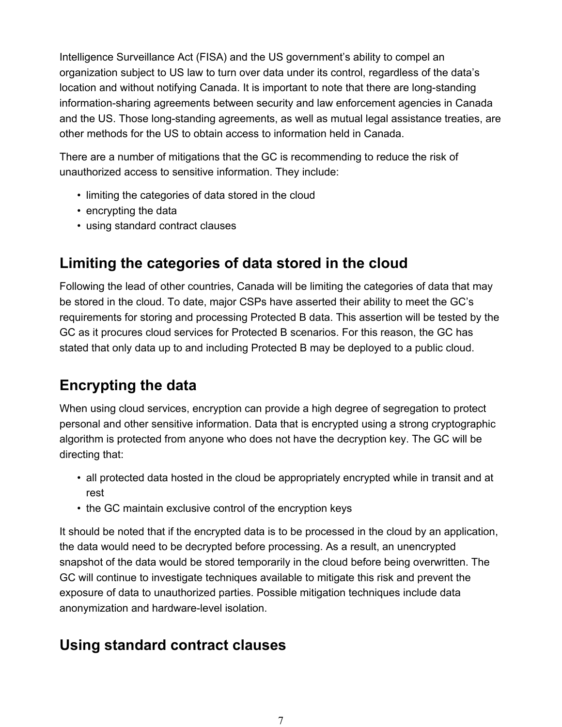Intelligence Surveillance Act (FISA) and the US government's ability to compel an organization subject to US law to turn over data under its control, regardless of the data's location and without notifying Canada. It is important to note that there are long-standing information-sharing agreements between security and law enforcement agencies in Canada and the US. Those long-standing agreements, as well as mutual legal assistance treaties, are other methods for the US to obtain access to information held in Canada.

There are a number of mitigations that the GC is recommending to reduce the risk of unauthorized access to sensitive information. They include:

- limiting the categories of data stored in the cloud
- encrypting the data
- using standard contract clauses

## Limiting the categories of data stored in the cloud

Following the lead of other countries, Canada will be limiting the categories of data that may be stored in the cloud. To date, major CSPs have asserted their ability to meet the GC's requirements for storing and processing Protected B data. This assertion will be tested by the GC as it procures cloud services for Protected B scenarios. For this reason, the GC has stated that only data up to and including Protected B may be deployed to a public cloud.

## Encrypting the data

When using cloud services, encryption can provide a high degree of segregation to protect personal and other sensitive information. Data that is encrypted using a strong cryptographic algorithm is protected from anyone who does not have the decryption key. The GC will be directing that:

- all protected data hosted in the cloud be appropriately encrypted while in transit and at rest
- the GC maintain exclusive control of the encryption keys

It should be noted that if the encrypted data is to be processed in the cloud by an application, the data would need to be decrypted before processing. As a result, an unencrypted snapshot of the data would be stored temporarily in the cloud before being overwritten. The GC will continue to investigate techniques available to mitigate this risk and prevent the exposure of data to unauthorized parties. Possible mitigation techniques include data anonymization and hardware-level isolation.

## Using standard contract clauses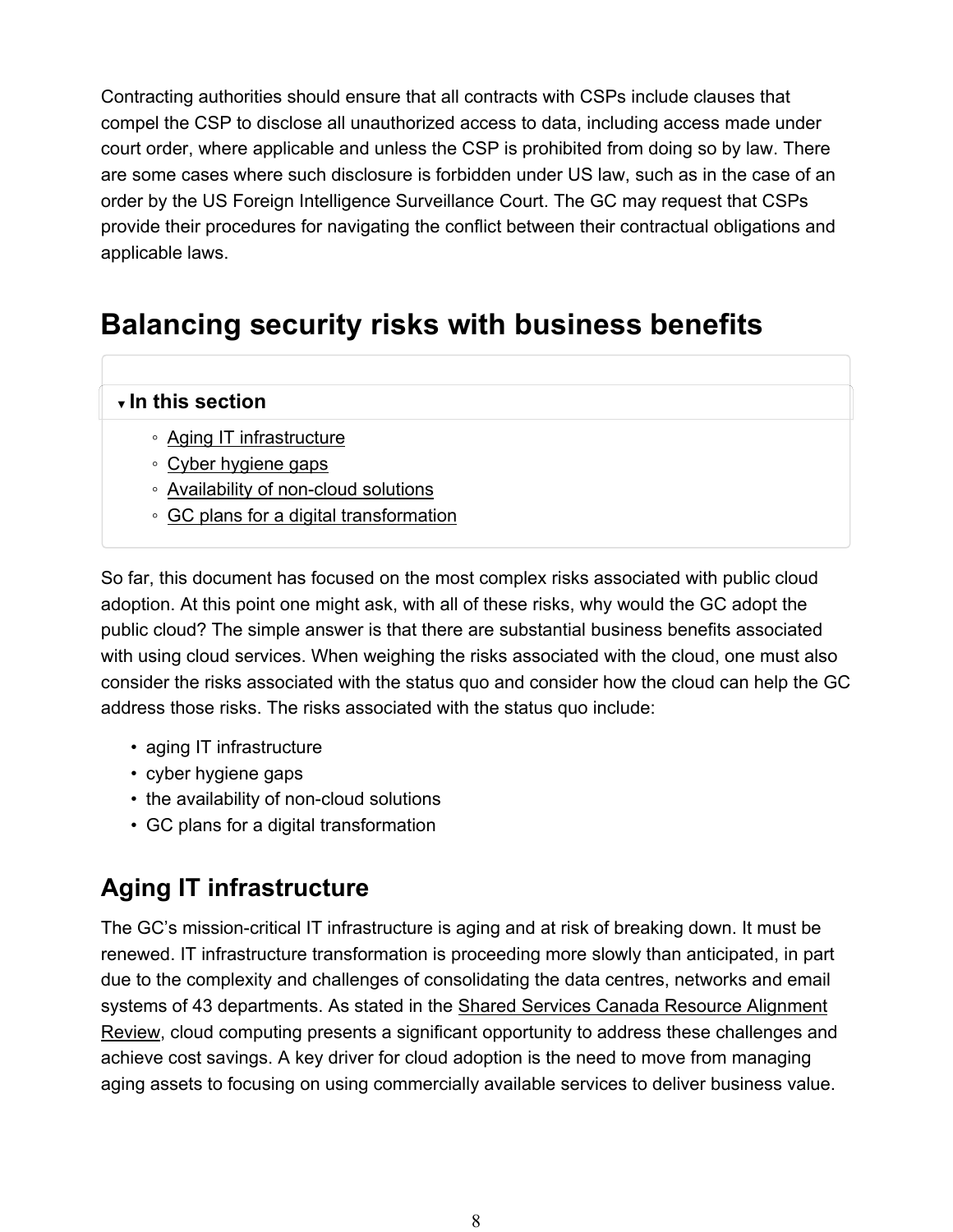Contracting authorities should ensure that all contracts with CSPs include clauses that compel the CSP to disclose all unauthorized access to data, including access made under court order, where applicable and unless the CSP is prohibited from doing so by law. There are some cases where such disclosure is forbidden under US law, such as in the case of an order by the US Foreign Intelligence Surveillance Court. The GC may request that CSPs provide their procedures for navigating the conflict between their contractual obligations and applicable laws.

# Balancing security risks with business benefits

**▾ In this section**

- Aging IT infrastructure
- Cyber hygiene gaps
- Availability of non-cloud solutions
- GC plans for a digital transformation

So far, this document has focused on the most complex risks associated with public cloud adoption. At this point one might ask, with all of these risks, why would the GC adopt the public cloud? The simple answer is that there are substantial business benefits associated with using cloud services. When weighing the risks associated with the cloud, one must also consider the risks associated with the status quo and consider how the cloud can help the GC address those risks. The risks associated with the status quo include:

- aging IT infrastructure
- cyber hygiene gaps
- the availability of non-cloud solutions
- GC plans for a digital transformation

## Aging IT infrastructure

The GC's mission-critical IT infrastructure is aging and at risk of breaking down. It must be renewed. IT infrastructure transformation is proceeding more slowly than anticipated, in part due to the complexity and challenges of consolidating the data centres, networks and email systems of 43 departments. As stated in the Shared Services Canada Resource Alignment Review, cloud computing presents a significant opportunity to address these challenges and achieve cost savings. A key driver for cloud adoption is the need to move from managing aging assets to focusing on using commercially available services to deliver business value.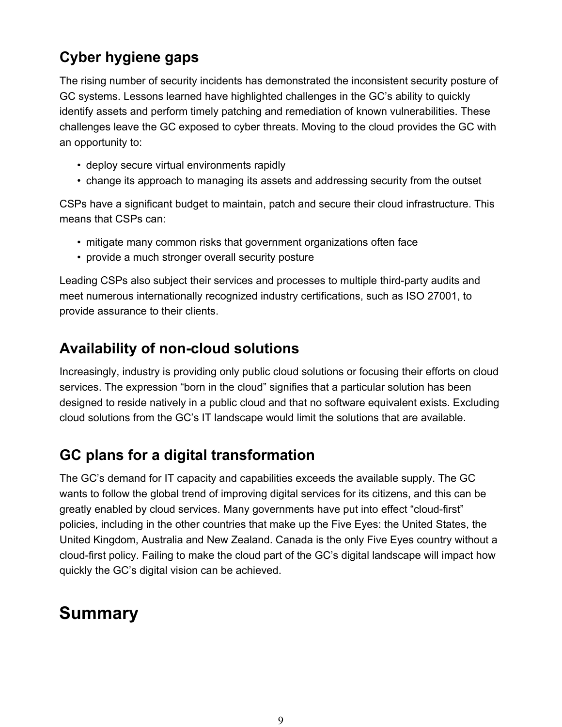## Cyber hygiene gaps

The rising number of security incidents has demonstrated the inconsistent security posture of GC systems. Lessons learned have highlighted challenges in the GC's ability to quickly identify assets and perform timely patching and remediation of known vulnerabilities. These challenges leave the GC exposed to cyber threats. Moving to the cloud provides the GC with an opportunity to:

- deploy secure virtual environments rapidly
- change its approach to managing its assets and addressing security from the outset

CSPs have a significant budget to maintain, patch and secure their cloud infrastructure. This means that CSPs can:

- mitigate many common risks that government organizations often face
- provide a much stronger overall security posture

Leading CSPs also subject their services and processes to multiple third-party audits and meet numerous internationally recognized industry certifications, such as ISO 27001, to provide assurance to their clients.

## Availability of non-cloud solutions

Increasingly, industry is providing only public cloud solutions or focusing their efforts on cloud services. The expression "born in the cloud" signifies that a particular solution has been designed to reside natively in a public cloud and that no software equivalent exists. Excluding cloud solutions from the GC's IT landscape would limit the solutions that are available.

## GC plans for a digital transformation

The GC's demand for IT capacity and capabilities exceeds the available supply. The GC wants to follow the global trend of improving digital services for its citizens, and this can be greatly enabled by cloud services. Many governments have put into effect "cloud-first" policies, including in the other countries that make up the Five Eyes: the United States, the United Kingdom, Australia and New Zealand. Canada is the only Five Eyes country without a cloud-first policy. Failing to make the cloud part of the GC's digital landscape will impact how quickly the GC's digital vision can be achieved.

# Summary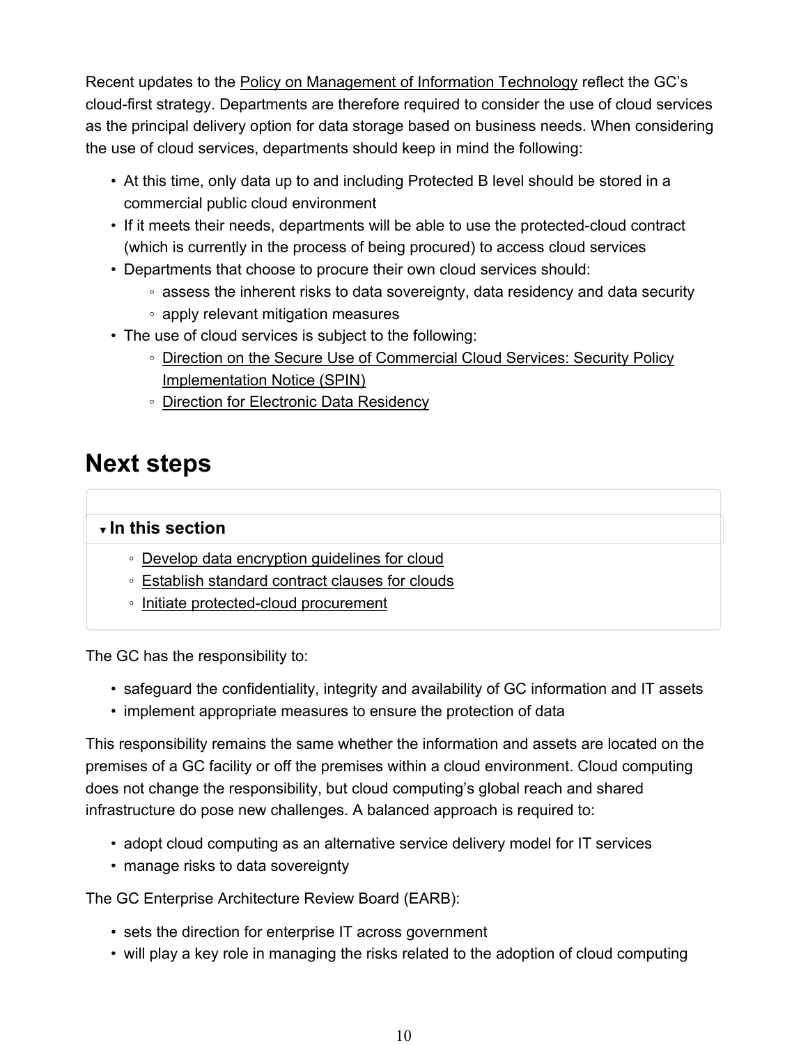Recent updates to the Policy on Management of Information Technology reflect the GC's cloud-first strategy. Departments are therefore required to consider the use of cloud services as the principal delivery option for data storage based on business needs. When considering the use of cloud services, departments should keep in mind the following:

- At this time, only data up to and including Protected B level should be stored in a commercial public cloud environment
- If it meets their needs, departments will be able to use the protected-cloud contract (which is currently in the process of being procured) to access cloud services
- Departments that choose to procure their own cloud services should:
  - assess the inherent risks to data sovereignty, data residency and data security
  - apply relevant mitigation measures
- The use of cloud services is subject to the following:
  - Direction on the Secure Use of Commercial Cloud Services: Security Policy Implementation Notice (SPIN)
  - Direction for Electronic Data Residency

## Next steps

**In this section**

- Develop data encryption guidelines for cloud
- Establish standard contract clauses for clouds
- Initiate protected-cloud procurement

The GC has the responsibility to:

- safeguard the confidentiality, integrity and availability of GC information and IT assets
- implement appropriate measures to ensure the protection of data

This responsibility remains the same whether the information and assets are located on the premises of a GC facility or off the premises within a cloud environment. Cloud computing does not change the responsibility, but cloud computing's global reach and shared infrastructure do pose new challenges. A balanced approach is required to:

- adopt cloud computing as an alternative service delivery model for IT services
- manage risks to data sovereignty

The GC Enterprise Architecture Review Board (EARB):

- sets the direction for enterprise IT across government
- will play a key role in managing the risks related to the adoption of cloud computing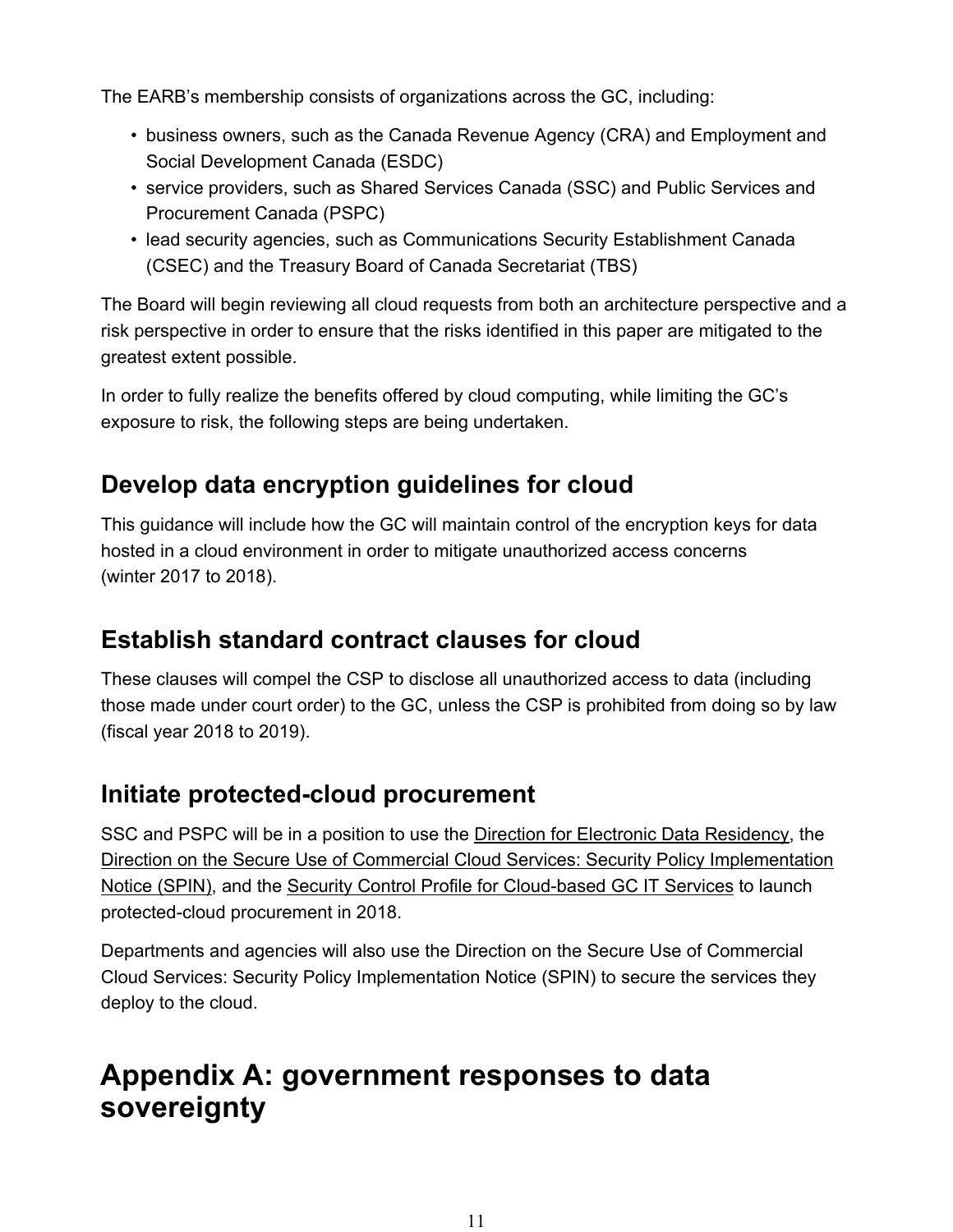The EARB's membership consists of organizations across the GC, including:

- business owners, such as the Canada Revenue Agency (CRA) and Employment and Social Development Canada (ESDC)
- service providers, such as Shared Services Canada (SSC) and Public Services and Procurement Canada (PSPC)
- lead security agencies, such as Communications Security Establishment Canada (CSEC) and the Treasury Board of Canada Secretariat (TBS)

The Board will begin reviewing all cloud requests from both an architecture perspective and a risk perspective in order to ensure that the risks identified in this paper are mitigated to the greatest extent possible.

In order to fully realize the benefits offered by cloud computing, while limiting the GC's exposure to risk, the following steps are being undertaken.

## Develop data encryption guidelines for cloud

This guidance will include how the GC will maintain control of the encryption keys for data hosted in a cloud environment in order to mitigate unauthorized access concerns (winter 2017 to 2018).

## Establish standard contract clauses for cloud

These clauses will compel the CSP to disclose all unauthorized access to data (including those made under court order) to the GC, unless the CSP is prohibited from doing so by law (fiscal year 2018 to 2019).

## Initiate protected-cloud procurement

SSC and PSPC will be in a position to use the Direction for Electronic Data Residency, the Direction on the Secure Use of Commercial Cloud Services: Security Policy Implementation Notice (SPIN), and the Security Control Profile for Cloud-based GC IT Services to launch protected-cloud procurement in 2018.

Departments and agencies will also use the Direction on the Secure Use of Commercial Cloud Services: Security Policy Implementation Notice (SPIN) to secure the services they deploy to the cloud.

# Appendix A: government responses to data sovereignty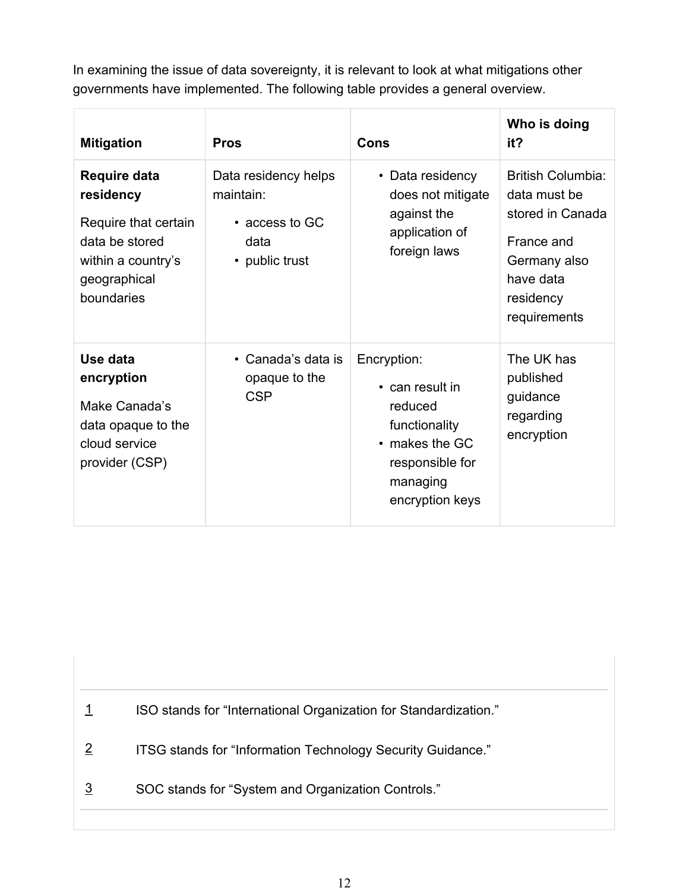In examining the issue of data sovereignty, it is relevant to look at what mitigations other governments have implemented. The following table provides a general overview.

| Mitigation | Pros | Cons | Who is doing it? |
|---|---|---|---|
| **Require data residency**<br><br>Require that certain data be stored within a country's geographical boundaries | Data residency helps maintain:<br>• access to GC data<br>• public trust | • Data residency does not mitigate against the application of foreign laws | British Columbia: data must be stored in Canada<br><br>France and Germany also have data residency requirements |
| **Use data encryption**<br><br>Make Canada's data opaque to the cloud service provider (CSP) | • Canada's data is opaque to the CSP | Encryption:<br>• can result in reduced functionality<br>• makes the GC responsible for managing encryption keys | The UK has published guidance regarding encryption |

---

1 ISO stands for "International Organization for Standardization."

2 ITSG stands for "Information Technology Security Guidance."

3 SOC stands for "System and Organization Controls."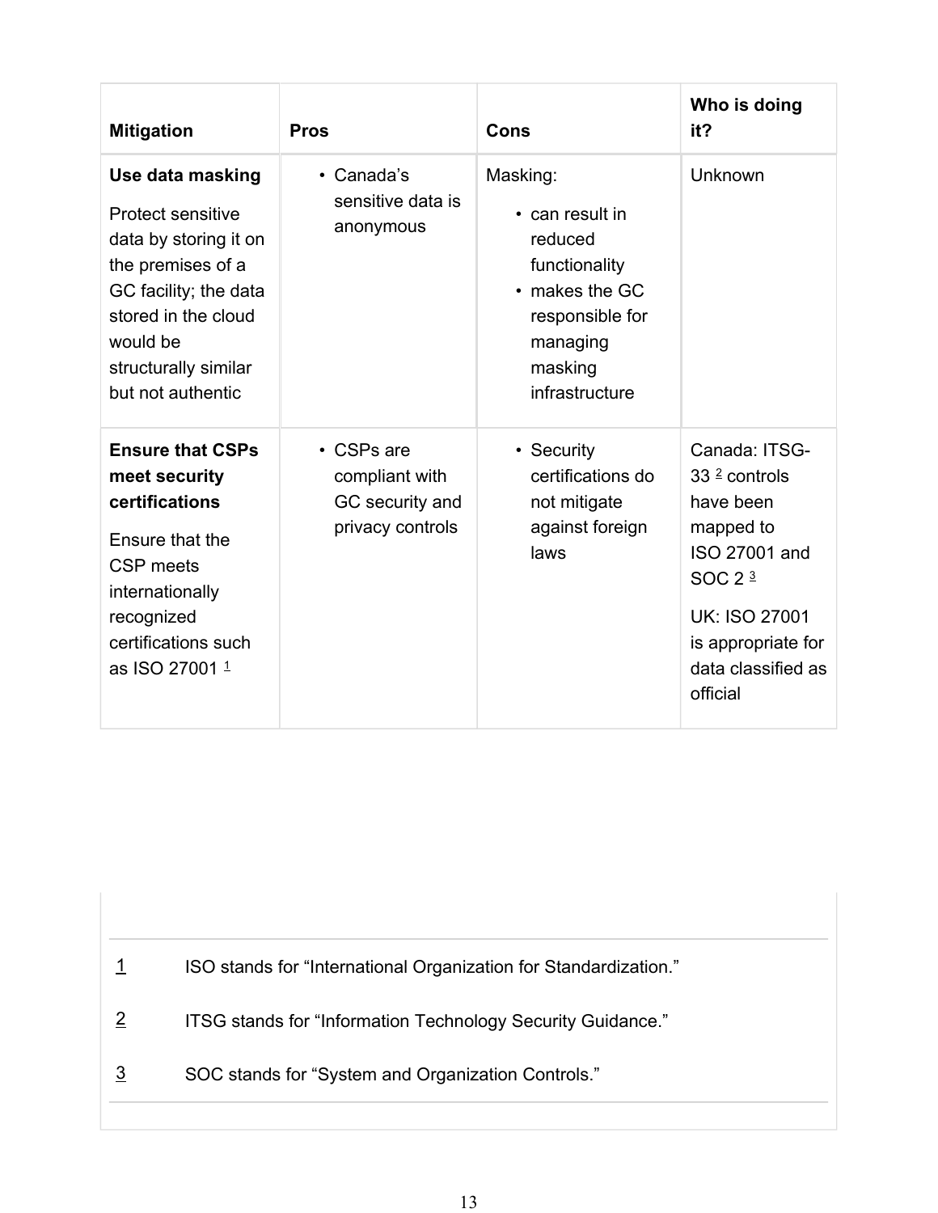| Mitigation | Pros | Cons | Who is doing it? |
|---|---|---|---|
| **Use data masking**<br><br>Protect sensitive data by storing it on the premises of a GC facility; the data stored in the cloud would be structurally similar but not authentic | • Canada's sensitive data is anonymous | Masking:<br>• can result in reduced functionality<br>• makes the GC responsible for managing masking infrastructure | Unknown |
| **Ensure that CSPs meet security certifications**<br><br>Ensure that the CSP meets internationally recognized certifications such as ISO 27001 [1] | • CSPs are compliant with GC security and privacy controls | • Security certifications do not mitigate against foreign laws | Canada: ITSG-33 [2] controls have been mapped to ISO 27001 and SOC 2 [3]<br><br>UK: ISO 27001 is appropriate for data classified as official |

1 ISO stands for "International Organization for Standardization."

2 ITSG stands for "Information Technology Security Guidance."

3 SOC stands for "System and Organization Controls."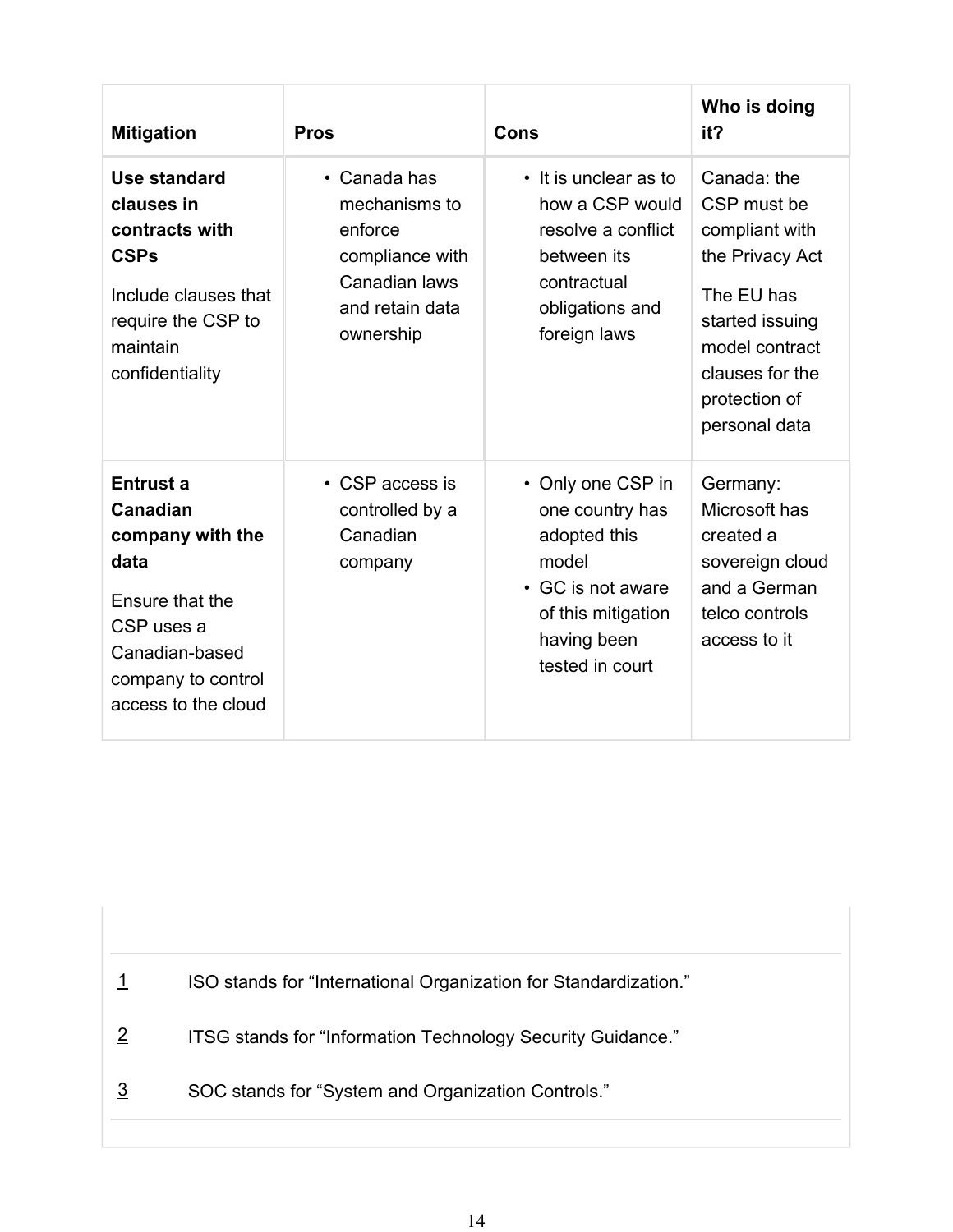| Mitigation | Pros | Cons | Who is doing it? |
|---|---|---|---|
| **Use standard clauses in contracts with CSPs**<br><br>Include clauses that require the CSP to maintain confidentiality | • Canada has mechanisms to enforce compliance with Canadian laws and retain data ownership | • It is unclear as to how a CSP would resolve a conflict between its contractual obligations and foreign laws | Canada: the CSP must be compliant with the Privacy Act<br><br>The EU has started issuing model contract clauses for the protection of personal data |
| **Entrust a Canadian company with the data**<br><br>Ensure that the CSP uses a Canadian-based company to control access to the cloud | • CSP access is controlled by a Canadian company | • Only one CSP in one country has adopted this model<br>• GC is not aware of this mitigation having been tested in court | Germany: Microsoft has created a sovereign cloud and a German telco controls access to it |

---

1 ISO stands for “International Organization for Standardization.”

2 ITSG stands for “Information Technology Security Guidance.”

3 SOC stands for “System and Organization Controls.”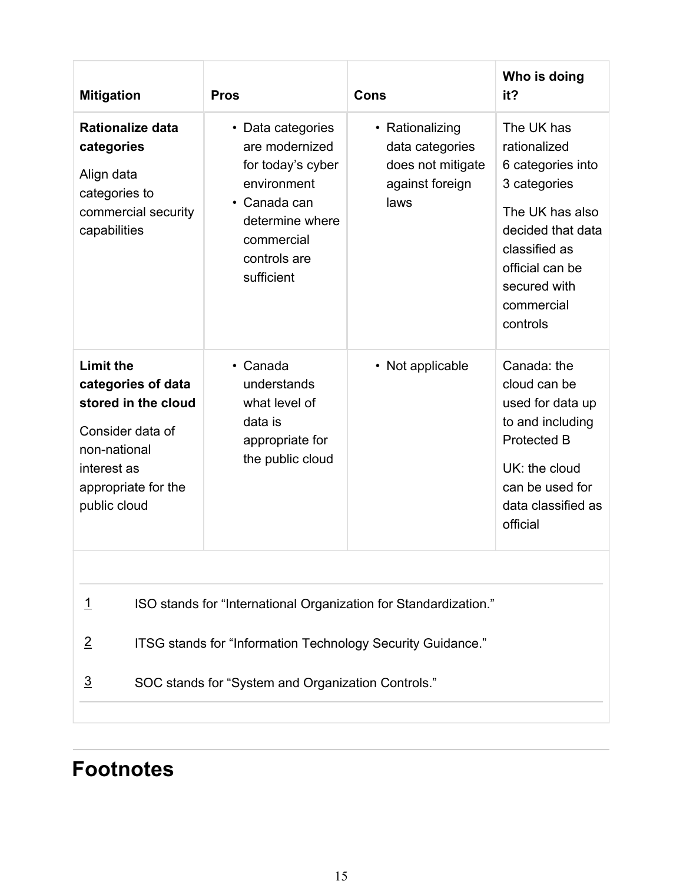| Mitigation | Pros | Cons | Who is doing it? |
|---|---|---|---|
| **Rationalize data categories**<br><br>Align data categories to commercial security capabilities | • Data categories are modernized for today's cyber environment<br>• Canada can determine where commercial controls are sufficient | • Rationalizing data categories does not mitigate against foreign laws | The UK has rationalized 6 categories into 3 categories<br><br>The UK has also decided that data classified as official can be secured with commercial controls |
| **Limit the categories of data stored in the cloud**<br><br>Consider data of non-national interest as appropriate for the public cloud | • Canada understands what level of data is appropriate for the public cloud | • Not applicable | Canada: the cloud can be used for data up to and including Protected B<br><br>UK: the cloud can be used for data classified as official |

1 ISO stands for "International Organization for Standardization."

2 ITSG stands for "Information Technology Security Guidance."

3 SOC stands for "System and Organization Controls."

# Footnotes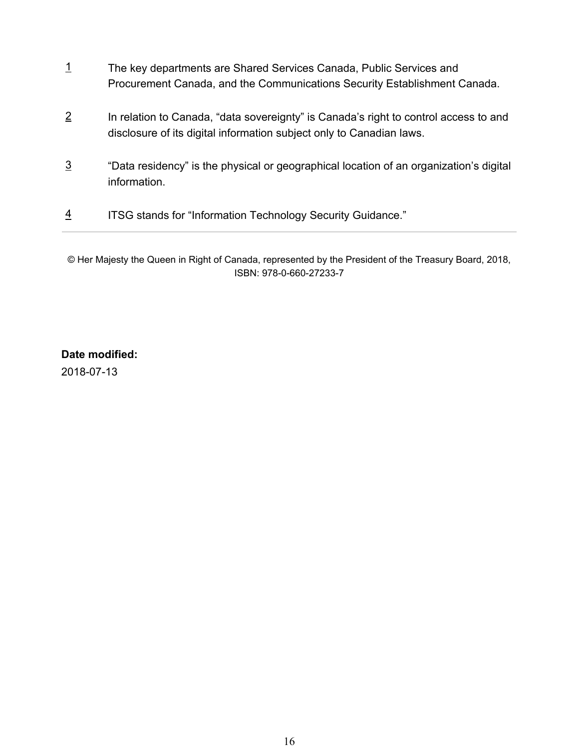1 The key departments are Shared Services Canada, Public Services and Procurement Canada, and the Communications Security Establishment Canada.

2 In relation to Canada, “data sovereignty” is Canada’s right to control access to and disclosure of its digital information subject only to Canadian laws.

3 “Data residency” is the physical or geographical location of an organization’s digital information.

4 ITSG stands for “Information Technology Security Guidance.”

---

© Her Majesty the Queen in Right of Canada, represented by the President of the Treasury Board, 2018, ISBN: 978-0-660-27233-7

**Date modified:**
2018-07-13